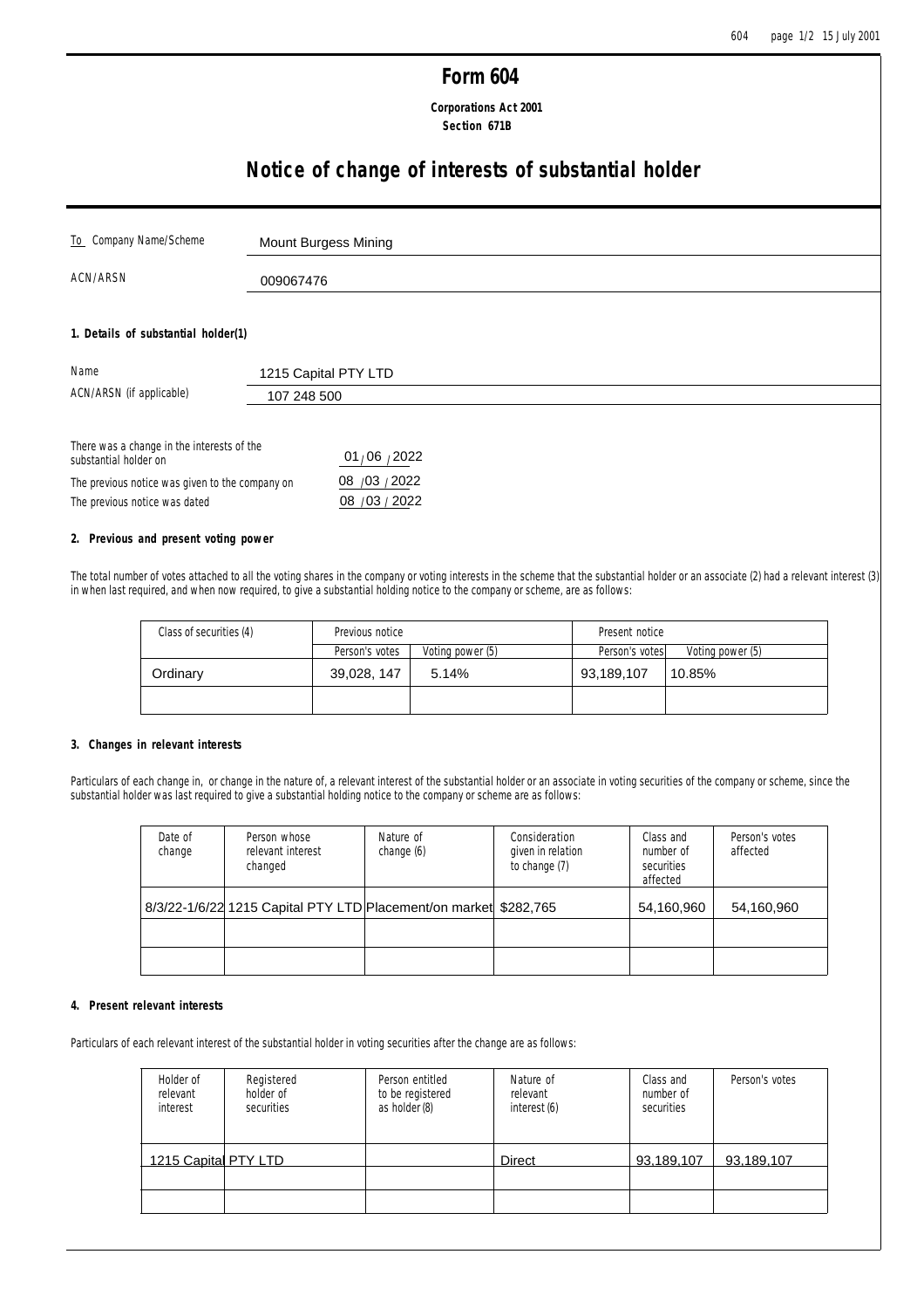# Form 604

**Corporations Act 2001**
**Section 671B**

## Notice of change of interests of substantial holder

| | |
|---|---|
| To Company Name/Scheme | Mount Burgess Mining |
| ACN/ARSN | 009067476 |

### 1. Details of substantial holder(1)

| | |
|---|---|
| Name | 1215 Capital PTY LTD |
| ACN/ARSN (if applicable) | 107 248 500 |

| | |
|---|---|
| There was a change in the interests of the substantial holder on | 01/06/2022 |
| The previous notice was given to the company on | 08/03/2022 |
| The previous notice was dated | 08/03/2022 |

### 2. Previous and present voting power

The total number of votes attached to all the voting shares in the company or voting interests in the scheme that the substantial holder or an associate (2) had a relevant interest (3) in when last required, and when now required, to give a substantial holding notice to the company or scheme, are as follows:

| Class of securities (4) | Previous notice | | Present notice | |
|---|---|---|---|---|
| | Person's votes | Voting power (5) | Person's votes | Voting power (5) |
| Ordinary | 39,028, 147 | 5.14% | 93,189,107 | 10.85% |
| | | | | |

### 3. Changes in relevant interests

Particulars of each change in, or change in the nature of, a relevant interest of the substantial holder or an associate in voting securities of the company or scheme, since the substantial holder was last required to give a substantial holding notice to the company or scheme are as follows:

| Date of change | Person whose relevant interest changed | Nature of change (6) | Consideration given in relation to change (7) | Class and number of securities affected | Person's votes affected |
|---|---|---|---|---|---|
| 8/3/22-1/6/22 | 1215 Capital PTY LTD | Placement/on market | $282,765 | 54,160,960 | 54,160,960 |
| | | | | | |
| | | | | | |

### 4. Present relevant interests

Particulars of each relevant interest of the substantial holder in voting securities after the change are as follows:

| Holder of relevant interest | Registered holder of securities | Person entitled to be registered as holder (8) | Nature of relevant interest (6) | Class and number of securities | Person's votes |
|---|---|---|---|---|---|
| 1215 Capital PTY LTD | | | Direct | 93,189,107 | 93,189,107 |
| | | | | | |
| | | | | | |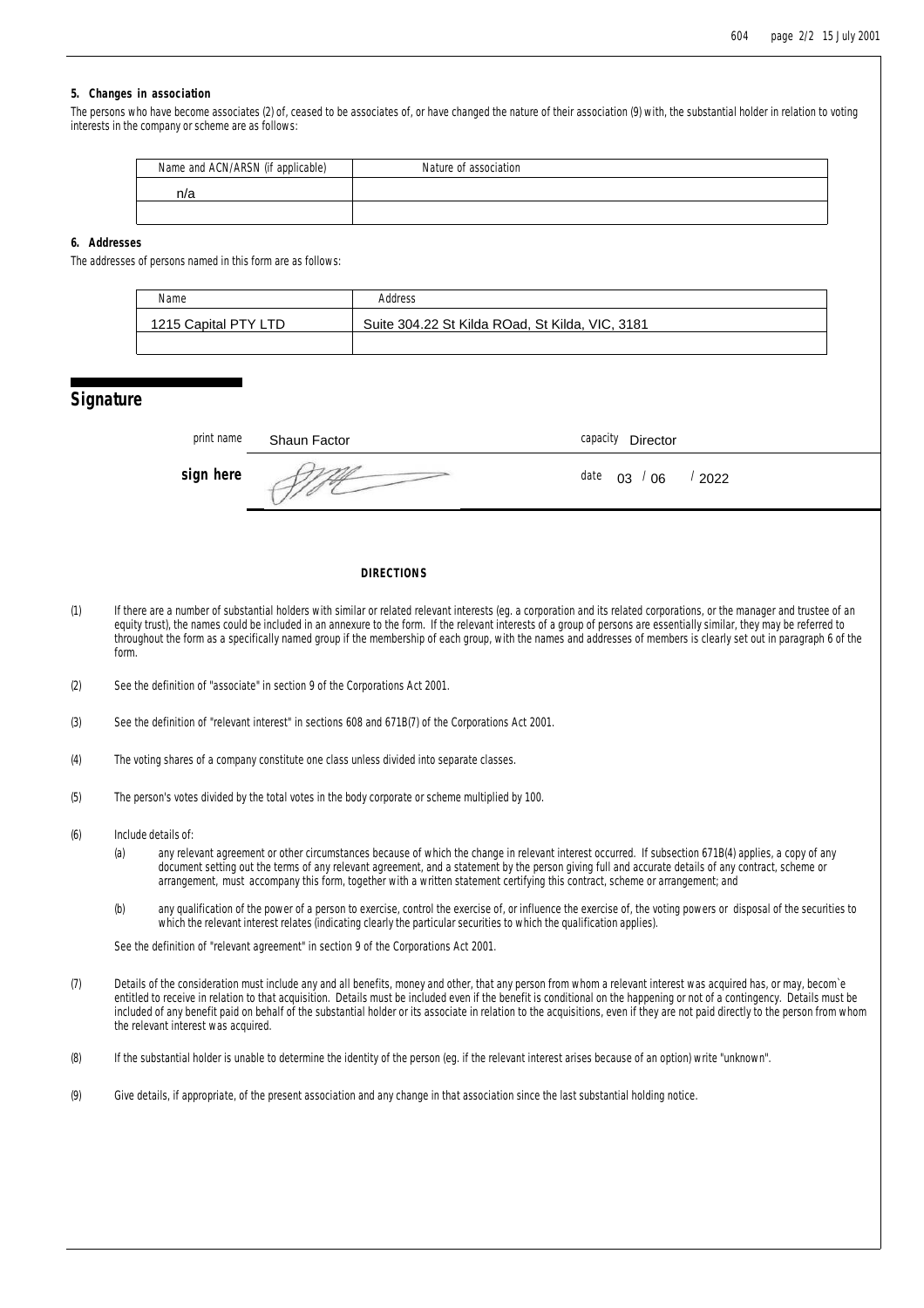**5. Changes in association**

The persons who have become associates (2) of, ceased to be associates of, or have changed the nature of their association (9) with, the substantial holder in relation to voting interests in the company or scheme are as follows:

| Name and ACN/ARSN (if applicable) | Nature of association |
|---|---|
| n/a | |
| | |

**6. Addresses**

The addresses of persons named in this form are as follows:

| Name | Address |
|---|---|
| 1215 Capital PTY LTD | Suite 304.22 St Kilda ROad, St Kilda, VIC, 3181 |
| | |

## Signature

print name Shaun Factor    capacity Director

**sign here**    date 03 / 06 / 2022

**DIRECTIONS**

(1) If there are a number of substantial holders with similar or related relevant interests (eg. a corporation and its related corporations, or the manager and trustee of an equity trust), the names could be included in an annexure to the form. If the relevant interests of a group of persons are essentially similar, they may be referred to throughout the form as a specifically named group if the membership of each group, with the names and addresses of members is clearly set out in paragraph 6 of the form.

(2) See the definition of "associate" in section 9 of the Corporations Act 2001.

(3) See the definition of "relevant interest" in sections 608 and 671B(7) of the Corporations Act 2001.

(4) The voting shares of a company constitute one class unless divided into separate classes.

(5) The person's votes divided by the total votes in the body corporate or scheme multiplied by 100.

(6) Include details of:

(a) any relevant agreement or other circumstances because of which the change in relevant interest occurred. If subsection 671B(4) applies, a copy of any document setting out the terms of any relevant agreement, and a statement by the person giving full and accurate details of any contract, scheme or arrangement, must accompany this form, together with a written statement certifying this contract, scheme or arrangement; and

(b) any qualification of the power of a person to exercise, control the exercise of, or influence the exercise of, the voting powers or disposal of the securities to which the relevant interest relates (indicating clearly the particular securities to which the qualification applies).

See the definition of "relevant agreement" in section 9 of the Corporations Act 2001.

(7) Details of the consideration must include any and all benefits, money and other, that any person from whom a relevant interest was acquired has, or may, becom`e entitled to receive in relation to that acquisition. Details must be included even if the benefit is conditional on the happening or not of a contingency. Details must be included of any benefit paid on behalf of the substantial holder or its associate in relation to the acquisitions, even if they are not paid directly to the person from whom the relevant interest was acquired.

(8) If the substantial holder is unable to determine the identity of the person (eg. if the relevant interest arises because of an option) write "unknown".

(9) Give details, if appropriate, of the present association and any change in that association since the last substantial holding notice.